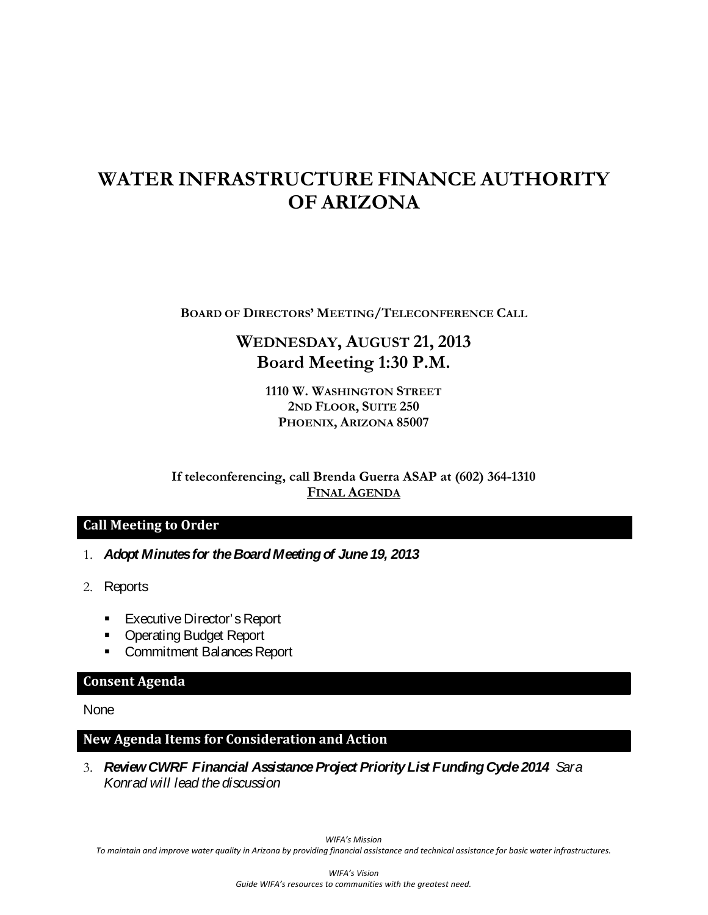# WATER INFRASTRUCTURE FINANCE AUTHORITY OF ARIZONA

**BOARD OF DIRECTORS' MEETING/TELECONFERENCE CALL**

## WEDNESDAY, AUGUST 21, 2013
## Board Meeting 1:30 P.M.

**1110 W. WASHINGTON STREET**
**2ND FLOOR, SUITE 250**
**PHOENIX, ARIZONA 85007**

**If teleconferencing, call Brenda Guerra ASAP at (602) 364-1310**

**FINAL AGENDA**

## Call Meeting to Order

1. ***Adopt Minutes for the Board Meeting of June 19, 2013***

2. Reports

   - Executive Director's Report
   - Operating Budget Report
   - Commitment Balances Report

## Consent Agenda

None

## New Agenda Items for Consideration and Action

3. ***Review CWRF Financial Assistance Project Priority List Funding Cycle 2014*** *Sara Konrad will lead the discussion*

*WIFA's Mission*
*To maintain and improve water quality in Arizona by providing financial assistance and technical assistance for basic water infrastructures.*

*WIFA's Vision*
*Guide WIFA's resources to communities with the greatest need.*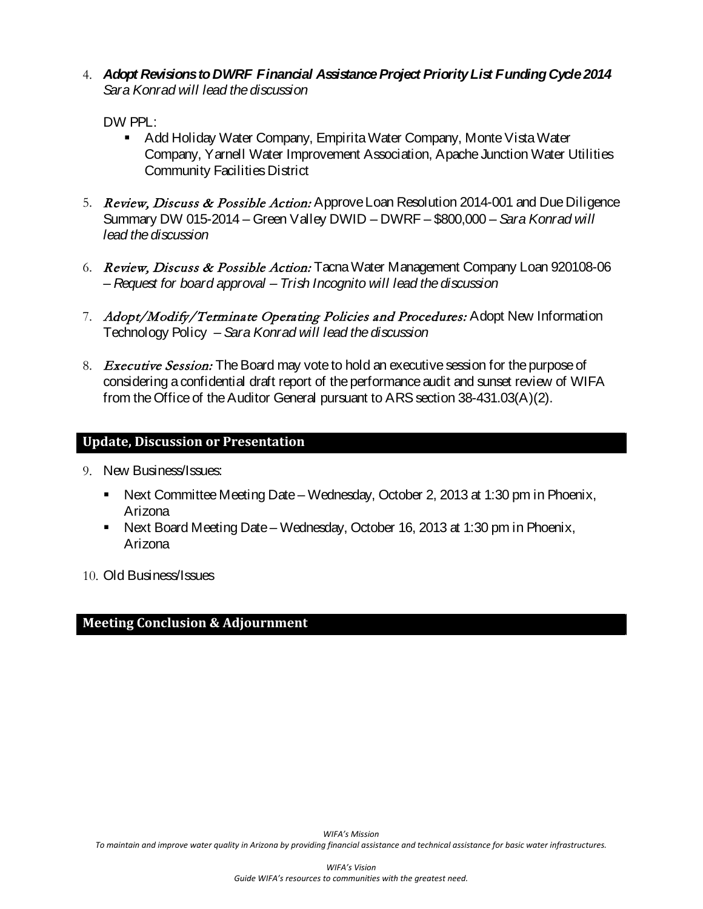4. ***Adopt Revisions to DWRF Financial Assistance Project Priority List Funding Cycle 2014***
   *Sara Konrad will lead the discussion*

   DW PPL:

   - Add Holiday Water Company, Empirita Water Company, Monte Vista Water Company, Yarnell Water Improvement Association, Apache Junction Water Utilities Community Facilities District

5. *Review, Discuss & Possible Action:* Approve Loan Resolution 2014-001 and Due Diligence Summary DW 015-2014 – Green Valley DWID – DWRF – $800,000 – *Sara Konrad will lead the discussion*

6. *Review, Discuss & Possible Action:* Tacna Water Management Company Loan 920108-06 – *Request for board approval – Trish Incognito will lead the discussion*

7. *Adopt/Modify/Terminate Operating Policies and Procedures:* Adopt New Information Technology Policy – *Sara Konrad will lead the discussion*

8. *Executive Session:* The Board may vote to hold an executive session for the purpose of considering a confidential draft report of the performance audit and sunset review of WIFA from the Office of the Auditor General pursuant to ARS section 38-431.03(A)(2).

## Update, Discussion or Presentation

9. New Business/Issues:
   - Next Committee Meeting Date – Wednesday, October 2, 2013 at 1:30 pm in Phoenix, Arizona
   - Next Board Meeting Date – Wednesday, October 16, 2013 at 1:30 pm in Phoenix, Arizona

10. Old Business/Issues

## Meeting Conclusion & Adjournment

*WIFA's Mission*

*To maintain and improve water quality in Arizona by providing financial assistance and technical assistance for basic water infrastructures.*

*WIFA's Vision*

*Guide WIFA's resources to communities with the greatest need.*